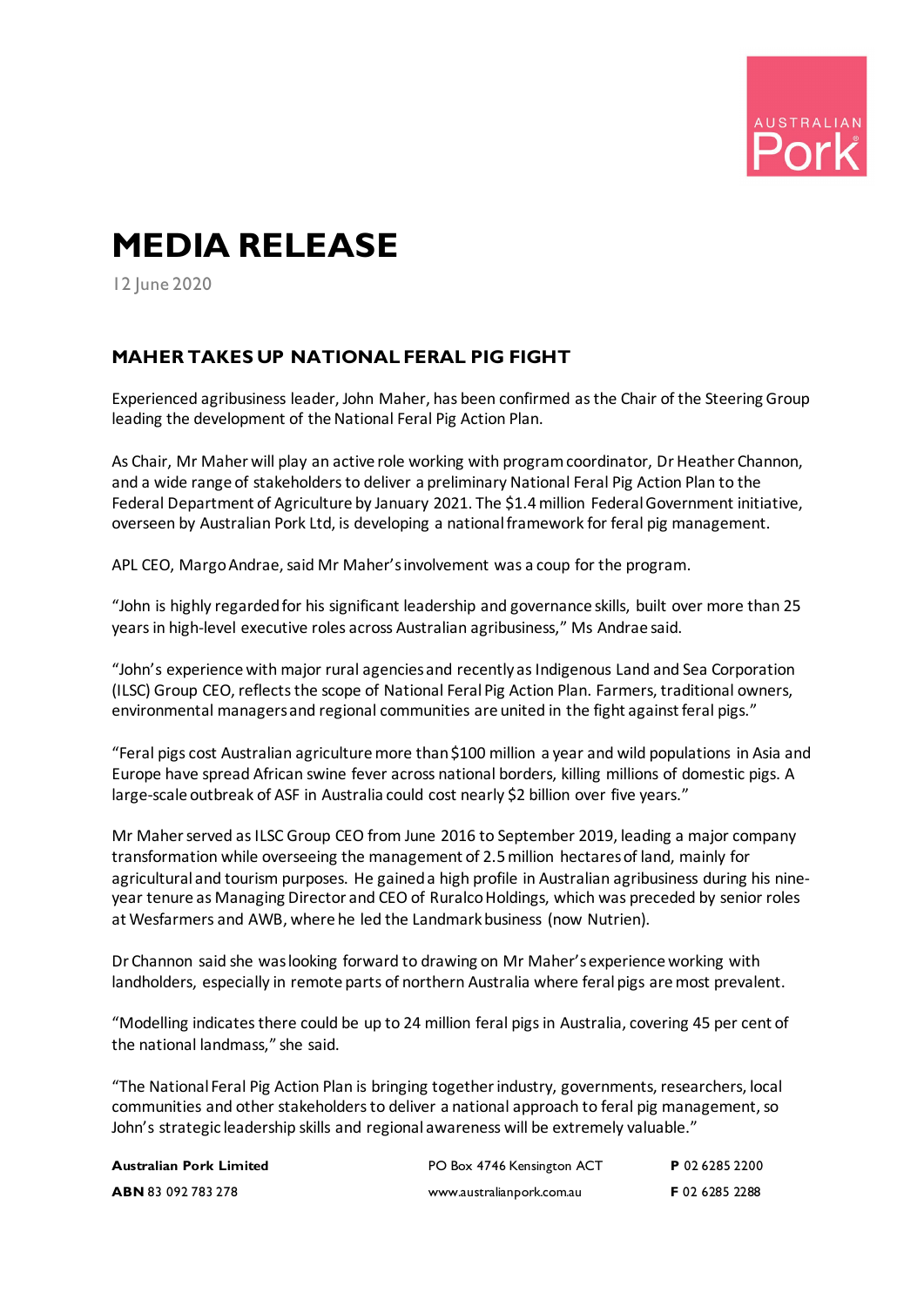AUSTRALIAN Pork

# MEDIA RELEASE

12 June 2020

## MAHER TAKES UP NATIONAL FERAL PIG FIGHT

Experienced agribusiness leader, John Maher, has been confirmed as the Chair of the Steering Group leading the development of the National Feral Pig Action Plan.

As Chair, Mr Maher will play an active role working with program coordinator, Dr Heather Channon, and a wide range of stakeholders to deliver a preliminary National Feral Pig Action Plan to the Federal Department of Agriculture by January 2021. The $1.4 million Federal Government initiative, overseen by Australian Pork Ltd, is developing a national framework for feral pig management.

APL CEO, Margo Andrae, said Mr Maher's involvement was a coup for the program.

"John is highly regarded for his significant leadership and governance skills, built over more than 25 years in high-level executive roles across Australian agribusiness," Ms Andrae said.

"John's experience with major rural agencies and recently as Indigenous Land and Sea Corporation (ILSC) Group CEO, reflects the scope of National Feral Pig Action Plan. Farmers, traditional owners, environmental managers and regional communities are united in the fight against feral pigs."

"Feral pigs cost Australian agriculture more than $100 million a year and wild populations in Asia and Europe have spread African swine fever across national borders, killing millions of domestic pigs. A large-scale outbreak of ASF in Australia could cost nearly $2 billion over five years."

Mr Maher served as ILSC Group CEO from June 2016 to September 2019, leading a major company transformation while overseeing the management of 2.5 million hectares of land, mainly for agricultural and tourism purposes. He gained a high profile in Australian agribusiness during his nine-year tenure as Managing Director and CEO of Ruralco Holdings, which was preceded by senior roles at Wesfarmers and AWB, where he led the Landmark business (now Nutrien).

Dr Channon said she was looking forward to drawing on Mr Maher's experience working with landholders, especially in remote parts of northern Australia where feral pigs are most prevalent.

"Modelling indicates there could be up to 24 million feral pigs in Australia, covering 45 per cent of the national landmass," she said.

"The National Feral Pig Action Plan is bringing together industry, governments, researchers, local communities and other stakeholders to deliver a national approach to feral pig management, so John's strategic leadership skills and regional awareness will be extremely valuable."

**Australian Pork Limited** | PO Box 4746 Kensington ACT | **P** 02 6285 2200

**ABN** 83 092 783 278 | www.australianpork.com.au | **F** 02 6285 2288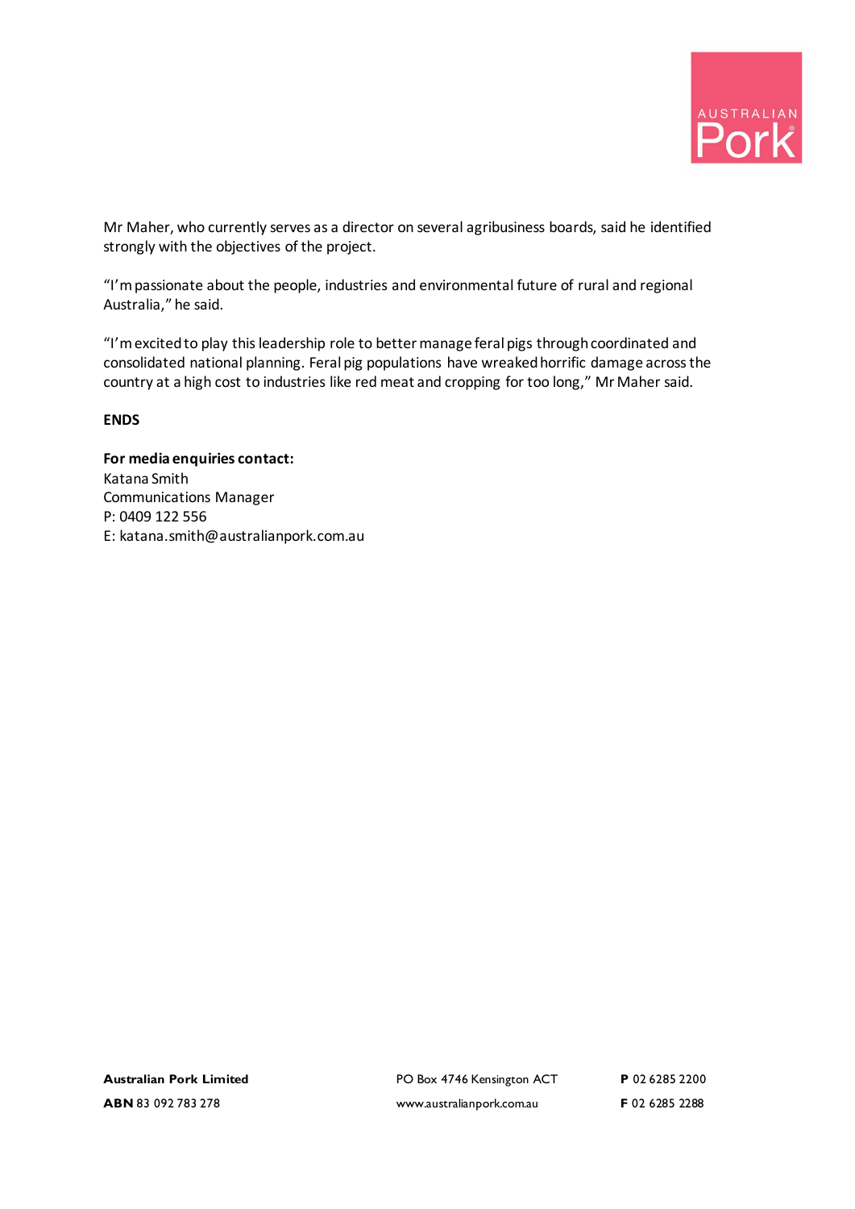Mr Maher, who currently serves as a director on several agribusiness boards, said he identified strongly with the objectives of the project.

"I'm passionate about the people, industries and environmental future of rural and regional Australia," he said.

"I'm excited to play this leadership role to better manage feral pigs through coordinated and consolidated national planning. Feral pig populations have wreaked horrific damage across the country at a high cost to industries like red meat and cropping for too long," Mr Maher said.

**ENDS**

**For media enquiries contact:**
Katana Smith
Communications Manager
P: 0409 122 556
E: katana.smith@australianpork.com.au